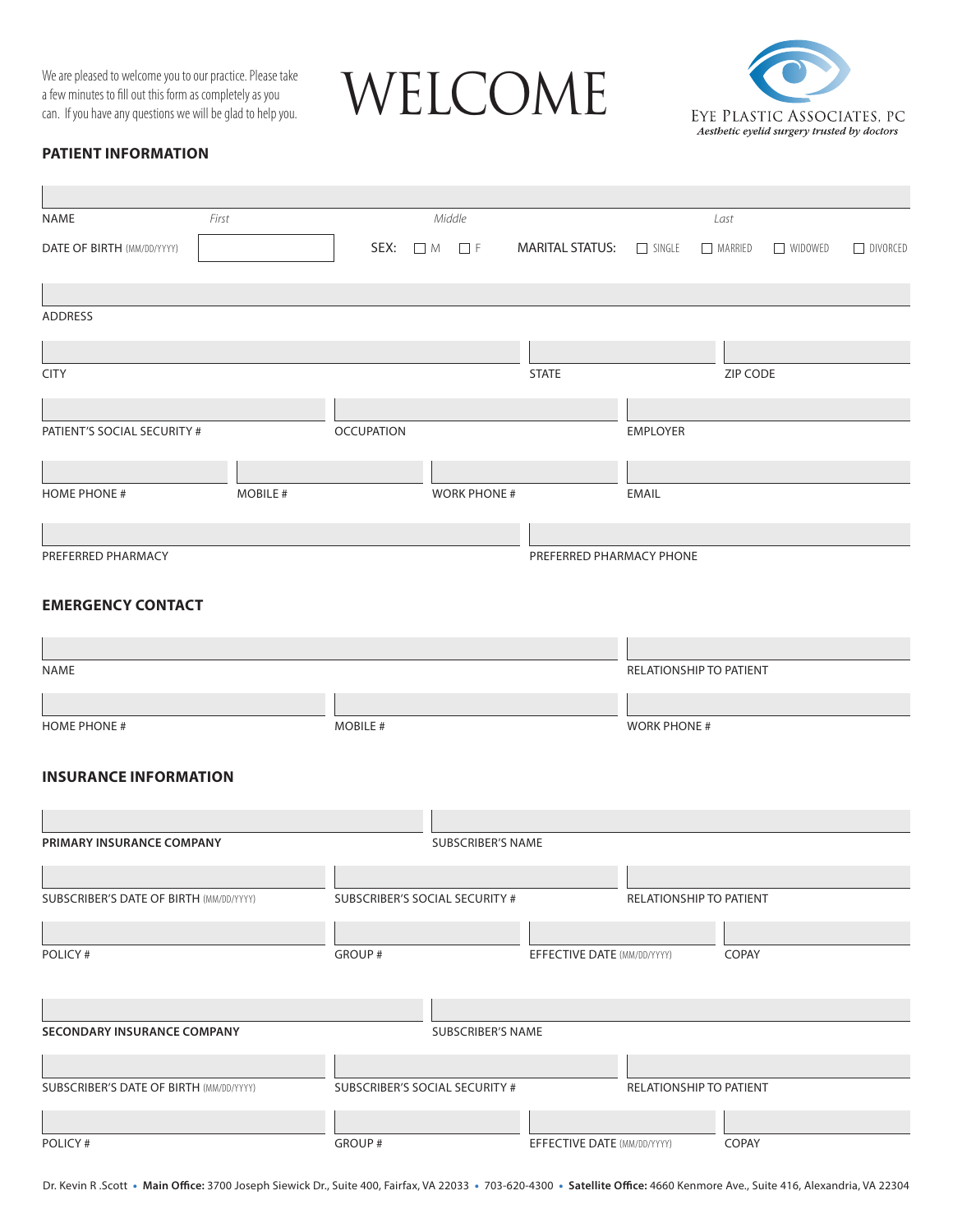We are pleased to welcome you to our practice. Please take a few minutes to fill out this form as completely as you can. If you have any questions we will be glad to help you.

# WELCOME

EYE PLASTIC ASSOCIATES, PC
*Aesthetic eyelid surgery trusted by doctors*

## PATIENT INFORMATION

NAME *First* *Middle* *Last*

DATE OF BIRTH (MM/DD/YYYY) ______ SEX: ☐ M ☐ F MARITAL STATUS: ☐ SINGLE ☐ MARRIED ☐ WIDOWED ☐ DIVORCED

ADDRESS

CITY | STATE | ZIP CODE

PATIENT'S SOCIAL SECURITY # | OCCUPATION | EMPLOYER

HOME PHONE # | MOBILE # | WORK PHONE # | EMAIL

PREFERRED PHARMACY | PREFERRED PHARMACY PHONE

## EMERGENCY CONTACT

NAME | RELATIONSHIP TO PATIENT

HOME PHONE # | MOBILE # | WORK PHONE #

## INSURANCE INFORMATION

**PRIMARY INSURANCE COMPANY** | SUBSCRIBER'S NAME

SUBSCRIBER'S DATE OF BIRTH (MM/DD/YYYY) | SUBSCRIBER'S SOCIAL SECURITY # | RELATIONSHIP TO PATIENT

POLICY # | GROUP # | EFFECTIVE DATE (MM/DD/YYYY) | COPAY

**SECONDARY INSURANCE COMPANY** | SUBSCRIBER'S NAME

SUBSCRIBER'S DATE OF BIRTH (MM/DD/YYYY) | SUBSCRIBER'S SOCIAL SECURITY # | RELATIONSHIP TO PATIENT

POLICY # | GROUP # | EFFECTIVE DATE (MM/DD/YYYY) | COPAY

Dr. Kevin R .Scott • **Main Office:** 3700 Joseph Siewick Dr., Suite 400, Fairfax, VA 22033 • 703-620-4300 • **Satellite Office:** 4660 Kenmore Ave., Suite 416, Alexandria, VA 22304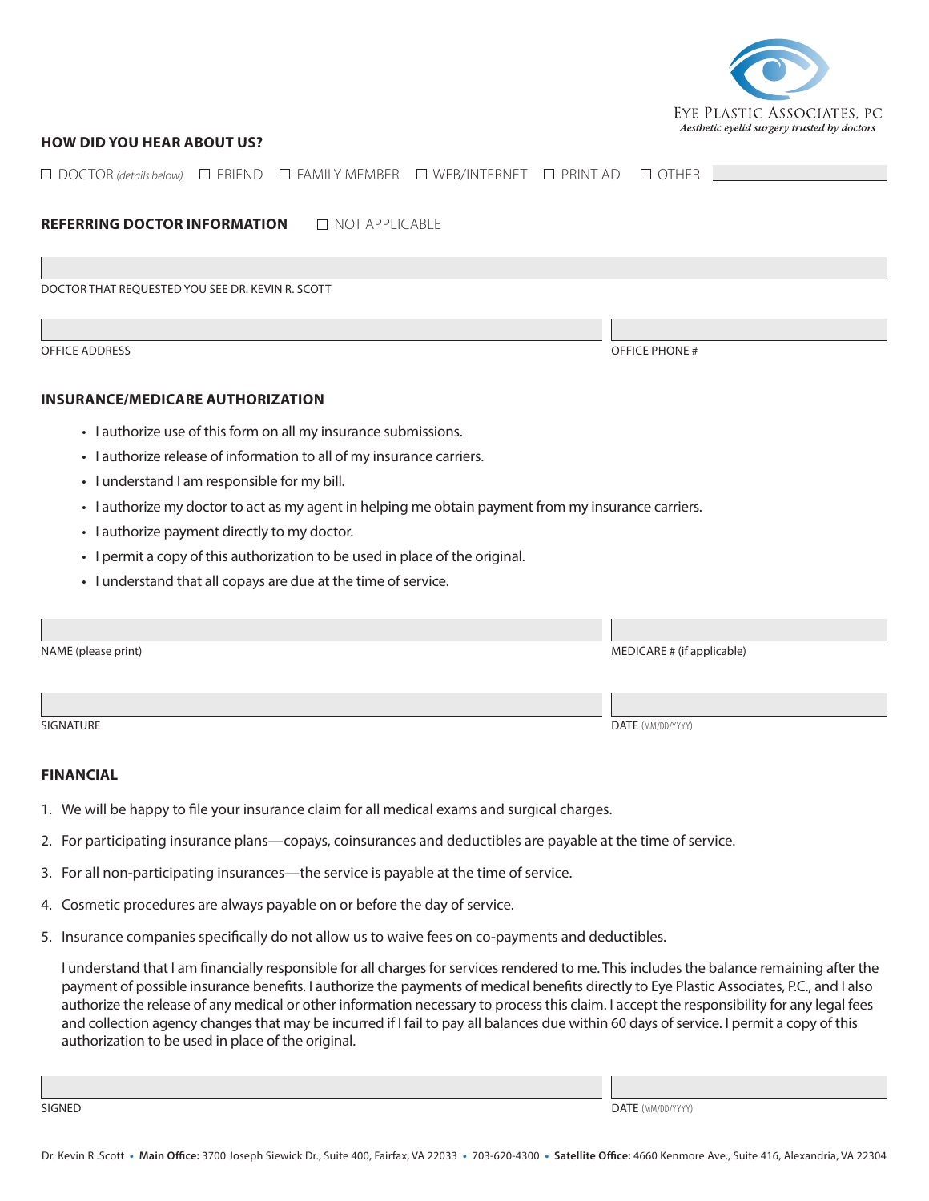EYE PLASTIC ASSOCIATES, PC
*Aesthetic eyelid surgery trusted by doctors*

**HOW DID YOU HEAR ABOUT US?**

☐ DOCTOR *(details below)* ☐ FRIEND ☐ FAMILY MEMBER ☐ WEB/INTERNET ☐ PRINT AD ☐ OTHER ____________

**REFERRING DOCTOR INFORMATION** ☐ NOT APPLICABLE

DOCTOR THAT REQUESTED YOU SEE DR. KEVIN R. SCOTT: ____________

OFFICE ADDRESS: ____________ OFFICE PHONE #: ____________

**INSURANCE/MEDICARE AUTHORIZATION**

- I authorize use of this form on all my insurance submissions.
- I authorize release of information to all of my insurance carriers.
- I understand I am responsible for my bill.
- I authorize my doctor to act as my agent in helping me obtain payment from my insurance carriers.
- I authorize payment directly to my doctor.
- I permit a copy of this authorization to be used in place of the original.
- I understand that all copays are due at the time of service.

NAME (please print): ____________ MEDICARE # (if applicable): ____________

SIGNATURE: ____________ DATE (MM/DD/YYYY): ____________

**FINANCIAL**

1. We will be happy to file your insurance claim for all medical exams and surgical charges.
2. For participating insurance plans—copays, coinsurances and deductibles are payable at the time of service.
3. For all non-participating insurances—the service is payable at the time of service.
4. Cosmetic procedures are always payable on or before the day of service.
5. Insurance companies specifically do not allow us to waive fees on co-payments and deductibles.

I understand that I am financially responsible for all charges for services rendered to me. This includes the balance remaining after the payment of possible insurance benefits. I authorize the payments of medical benefits directly to Eye Plastic Associates, P.C., and I also authorize the release of any medical or other information necessary to process this claim. I accept the responsibility for any legal fees and collection agency changes that may be incurred if I fail to pay all balances due within 60 days of service. I permit a copy of this authorization to be used in place of the original.

SIGNED: ____________ DATE (MM/DD/YYYY): ____________

Dr. Kevin R .Scott • **Main Office:** 3700 Joseph Siewick Dr., Suite 400, Fairfax, VA 22033 • 703-620-4300 • **Satellite Office:** 4660 Kenmore Ave., Suite 416, Alexandria, VA 22304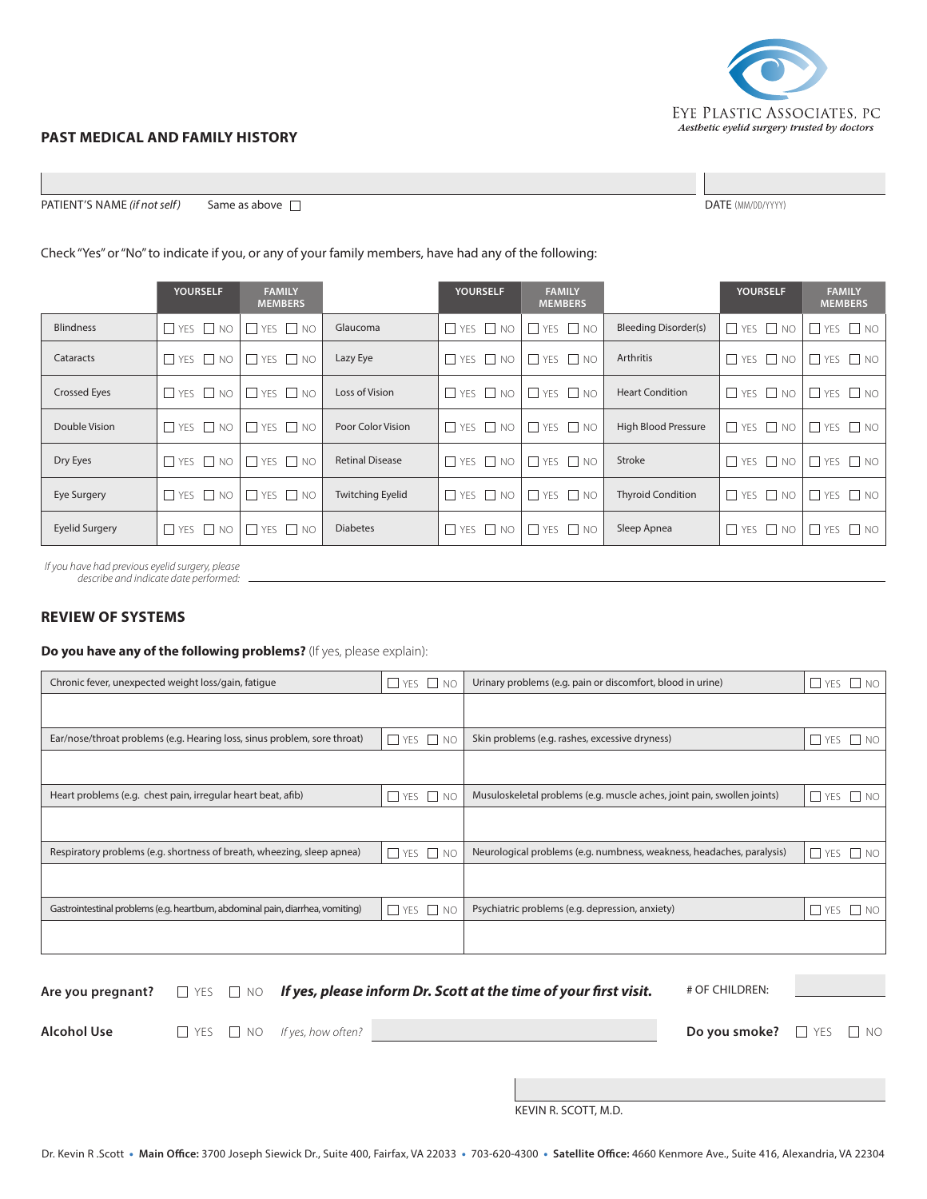EYE PLASTIC ASSOCIATES, PC
*Aesthetic eyelid surgery trusted by doctors*

## PAST MEDICAL AND FAMILY HISTORY

PATIENT'S NAME *(if not self)* Same as above ☐ DATE (MM/DD/YYYY)

Check "Yes" or "No" to indicate if you, or any of your family members, have had any of the following:

| | YOURSELF | FAMILY MEMBERS | | YOURSELF | FAMILY MEMBERS | | YOURSELF | FAMILY MEMBERS |
|---|---|---|---|---|---|---|---|---|
| Blindness | ☐ YES ☐ NO | ☐ YES ☐ NO | Glaucoma | ☐ YES ☐ NO | ☐ YES ☐ NO | Bleeding Disorder(s) | ☐ YES ☐ NO | ☐ YES ☐ NO |
| Cataracts | ☐ YES ☐ NO | ☐ YES ☐ NO | Lazy Eye | ☐ YES ☐ NO | ☐ YES ☐ NO | Arthritis | ☐ YES ☐ NO | ☐ YES ☐ NO |
| Crossed Eyes | ☐ YES ☐ NO | ☐ YES ☐ NO | Loss of Vision | ☐ YES ☐ NO | ☐ YES ☐ NO | Heart Condition | ☐ YES ☐ NO | ☐ YES ☐ NO |
| Double Vision | ☐ YES ☐ NO | ☐ YES ☐ NO | Poor Color Vision | ☐ YES ☐ NO | ☐ YES ☐ NO | High Blood Pressure | ☐ YES ☐ NO | ☐ YES ☐ NO |
| Dry Eyes | ☐ YES ☐ NO | ☐ YES ☐ NO | Retinal Disease | ☐ YES ☐ NO | ☐ YES ☐ NO | Stroke | ☐ YES ☐ NO | ☐ YES ☐ NO |
| Eye Surgery | ☐ YES ☐ NO | ☐ YES ☐ NO | Twitching Eyelid | ☐ YES ☐ NO | ☐ YES ☐ NO | Thyroid Condition | ☐ YES ☐ NO | ☐ YES ☐ NO |
| Eyelid Surgery | ☐ YES ☐ NO | ☐ YES ☐ NO | Diabetes | ☐ YES ☐ NO | ☐ YES ☐ NO | Sleep Apnea | ☐ YES ☐ NO | ☐ YES ☐ NO |

*If you have had previous eyelid surgery, please describe and indicate date performed:* ______________________

## REVIEW OF SYSTEMS

**Do you have any of the following problems?** (If yes, please explain):

| | | | |
|---|---|---|---|
| Chronic fever, unexpected weight loss/gain, fatigue | ☐ YES ☐ NO | Urinary problems (e.g. pain or discomfort, blood in urine) | ☐ YES ☐ NO |
| | | | |
| Ear/nose/throat problems (e.g. Hearing loss, sinus problem, sore throat) | ☐ YES ☐ NO | Skin problems (e.g. rashes, excessive dryness) | ☐ YES ☐ NO |
| | | | |
| Heart problems (e.g. chest pain, irregular heart beat, afib) | ☐ YES ☐ NO | Musuloskeletal problems (e.g. muscle aches, joint pain, swollen joints) | ☐ YES ☐ NO |
| | | | |
| Respiratory problems (e.g. shortness of breath, wheezing, sleep apnea) | ☐ YES ☐ NO | Neurological problems (e.g. numbness, weakness, headaches, paralysis) | ☐ YES ☐ NO |
| | | | |
| Gastrointestinal problems (e.g. heartburn, abdominal pain, diarrhea, vomiting) | ☐ YES ☐ NO | Psychiatric problems (e.g. depression, anxiety) | ☐ YES ☐ NO |
| | | | |

**Are you pregnant?** ☐ YES ☐ NO ***If yes, please inform Dr. Scott at the time of your first visit.*** # OF CHILDREN: ______

**Alcohol Use** ☐ YES ☐ NO *If yes, how often?* ______________________ **Do you smoke?** ☐ YES ☐ NO

______________________
KEVIN R. SCOTT, M.D.

Dr. Kevin R .Scott • **Main Office:** 3700 Joseph Siewick Dr., Suite 400, Fairfax, VA 22033 • 703-620-4300 • **Satellite Office:** 4660 Kenmore Ave., Suite 416, Alexandria, VA 22304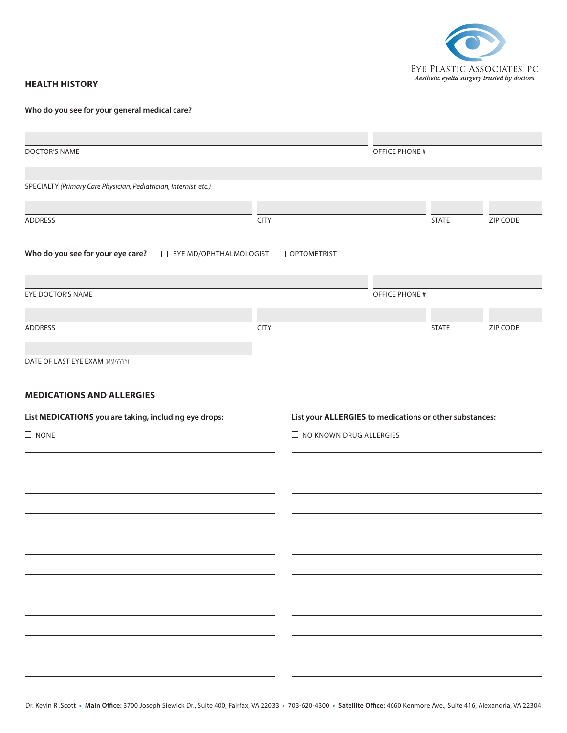EYE PLASTIC ASSOCIATES, PC
*Aesthetic eyelid surgery trusted by doctors*

## HEALTH HISTORY

**Who do you see for your general medical care?**

DOCTOR'S NAME ____________________ OFFICE PHONE # ____________________

SPECIALTY *(Primary Care Physician, Pediatrician, Internist, etc.)* ____________________

ADDRESS ____________________ CITY ____________________ STATE ________ ZIP CODE ________

**Who do you see for your eye care?** ☐ EYE MD/OPHTHALMOLOGIST ☐ OPTOMETRIST

EYE DOCTOR'S NAME ____________________ OFFICE PHONE # ____________________

ADDRESS ____________________ CITY ____________________ STATE ________ ZIP CODE ________

DATE OF LAST EYE EXAM (MM/YYYY) ____________________

## MEDICATIONS AND ALLERGIES

List **MEDICATIONS** you are taking, including eye drops:

☐ NONE

____________________
____________________
____________________
____________________
____________________
____________________
____________________
____________________
____________________
____________________
____________________

List your **ALLERGIES** to medications or other substances:

☐ NO KNOWN DRUG ALLERGIES

____________________
____________________
____________________
____________________
____________________
____________________
____________________
____________________
____________________
____________________
____________________

Dr. Kevin R .Scott • **Main Office:** 3700 Joseph Siewick Dr., Suite 400, Fairfax, VA 22033 • 703-620-4300 • **Satellite Office:** 4660 Kenmore Ave., Suite 416, Alexandria, VA 22304